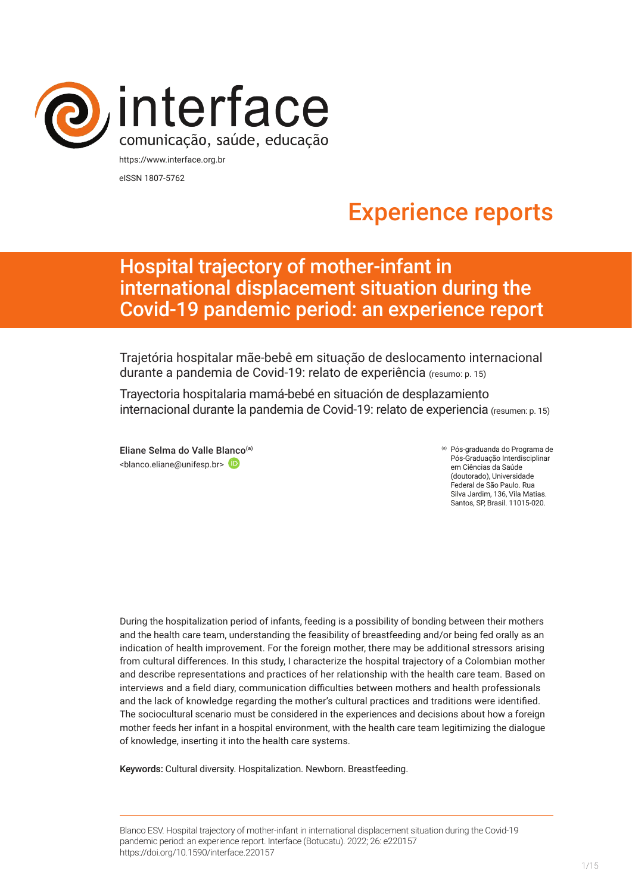interface
comunicação, saúde, educação

https://www.interface.org.br
eISSN 1807-5762

Experience reports

# Hospital trajectory of mother-infant in international displacement situation during the Covid-19 pandemic period: an experience report

Trajetória hospitalar mãe-bebê em situação de deslocamento internacional durante a pandemia de Covid-19: relato de experiência (resumo: p. 15)

Trayectoria hospitalaria mamá-bebé en situación de desplazamiento internacional durante la pandemia de Covid-19: relato de experiencia (resumen: p. 15)

Eliane Selma do Valle Blanco[a]
<blanco.eliane@unifesp.br>

[a] Pós-graduanda do Programa de Pós-Graduação Interdisciplinar em Ciências da Saúde (doutorado), Universidade Federal de São Paulo. Rua Silva Jardim, 136, Vila Matias. Santos, SP, Brasil. 11015-020.

During the hospitalization period of infants, feeding is a possibility of bonding between their mothers and the health care team, understanding the feasibility of breastfeeding and/or being fed orally as an indication of health improvement. For the foreign mother, there may be additional stressors arising from cultural differences. In this study, I characterize the hospital trajectory of a Colombian mother and describe representations and practices of her relationship with the health care team. Based on interviews and a field diary, communication difficulties between mothers and health professionals and the lack of knowledge regarding the mother's cultural practices and traditions were identified. The sociocultural scenario must be considered in the experiences and decisions about how a foreign mother feeds her infant in a hospital environment, with the health care team legitimizing the dialogue of knowledge, inserting it into the health care systems.

**Keywords:** Cultural diversity. Hospitalization. Newborn. Breastfeeding.

Blanco ESV. Hospital trajectory of mother-infant in international displacement situation during the Covid-19 pandemic period: an experience report. Interface (Botucatu). 2022; 26: e220157
https://doi.org/10.1590/interface.220157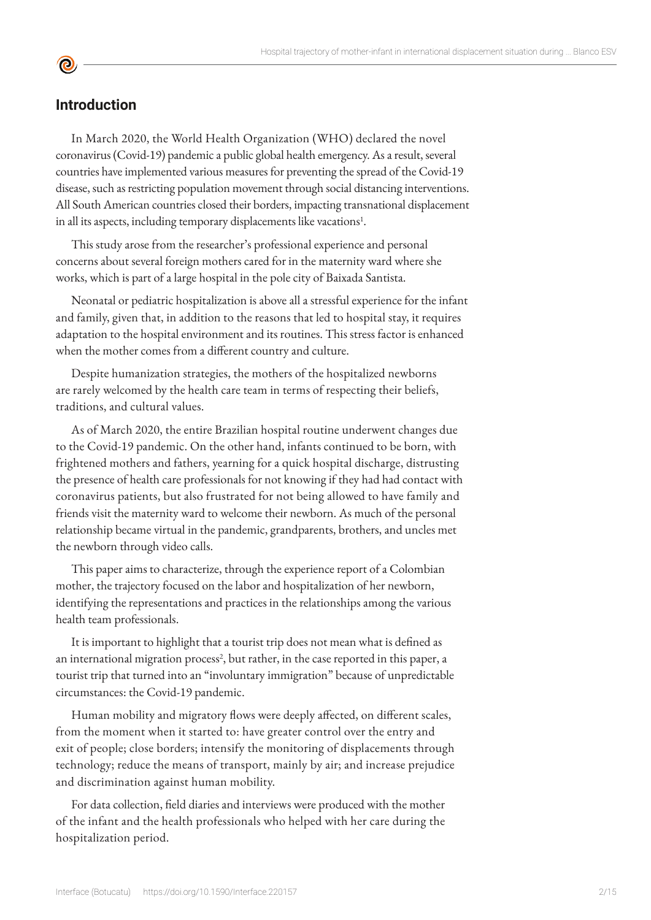## Introduction

In March 2020, the World Health Organization (WHO) declared the novel coronavirus (Covid-19) pandemic a public global health emergency. As a result, several countries have implemented various measures for preventing the spread of the Covid-19 disease, such as restricting population movement through social distancing interventions. All South American countries closed their borders, impacting transnational displacement in all its aspects, including temporary displacements like vacations[1].

This study arose from the researcher's professional experience and personal concerns about several foreign mothers cared for in the maternity ward where she works, which is part of a large hospital in the pole city of Baixada Santista.

Neonatal or pediatric hospitalization is above all a stressful experience for the infant and family, given that, in addition to the reasons that led to hospital stay, it requires adaptation to the hospital environment and its routines. This stress factor is enhanced when the mother comes from a different country and culture.

Despite humanization strategies, the mothers of the hospitalized newborns are rarely welcomed by the health care team in terms of respecting their beliefs, traditions, and cultural values.

As of March 2020, the entire Brazilian hospital routine underwent changes due to the Covid-19 pandemic. On the other hand, infants continued to be born, with frightened mothers and fathers, yearning for a quick hospital discharge, distrusting the presence of health care professionals for not knowing if they had had contact with coronavirus patients, but also frustrated for not being allowed to have family and friends visit the maternity ward to welcome their newborn. As much of the personal relationship became virtual in the pandemic, grandparents, brothers, and uncles met the newborn through video calls.

This paper aims to characterize, through the experience report of a Colombian mother, the trajectory focused on the labor and hospitalization of her newborn, identifying the representations and practices in the relationships among the various health team professionals.

It is important to highlight that a tourist trip does not mean what is defined as an international migration process[2], but rather, in the case reported in this paper, a tourist trip that turned into an "involuntary immigration" because of unpredictable circumstances: the Covid-19 pandemic.

Human mobility and migratory flows were deeply affected, on different scales, from the moment when it started to: have greater control over the entry and exit of people; close borders; intensify the monitoring of displacements through technology; reduce the means of transport, mainly by air; and increase prejudice and discrimination against human mobility.

For data collection, field diaries and interviews were produced with the mother of the infant and the health professionals who helped with her care during the hospitalization period.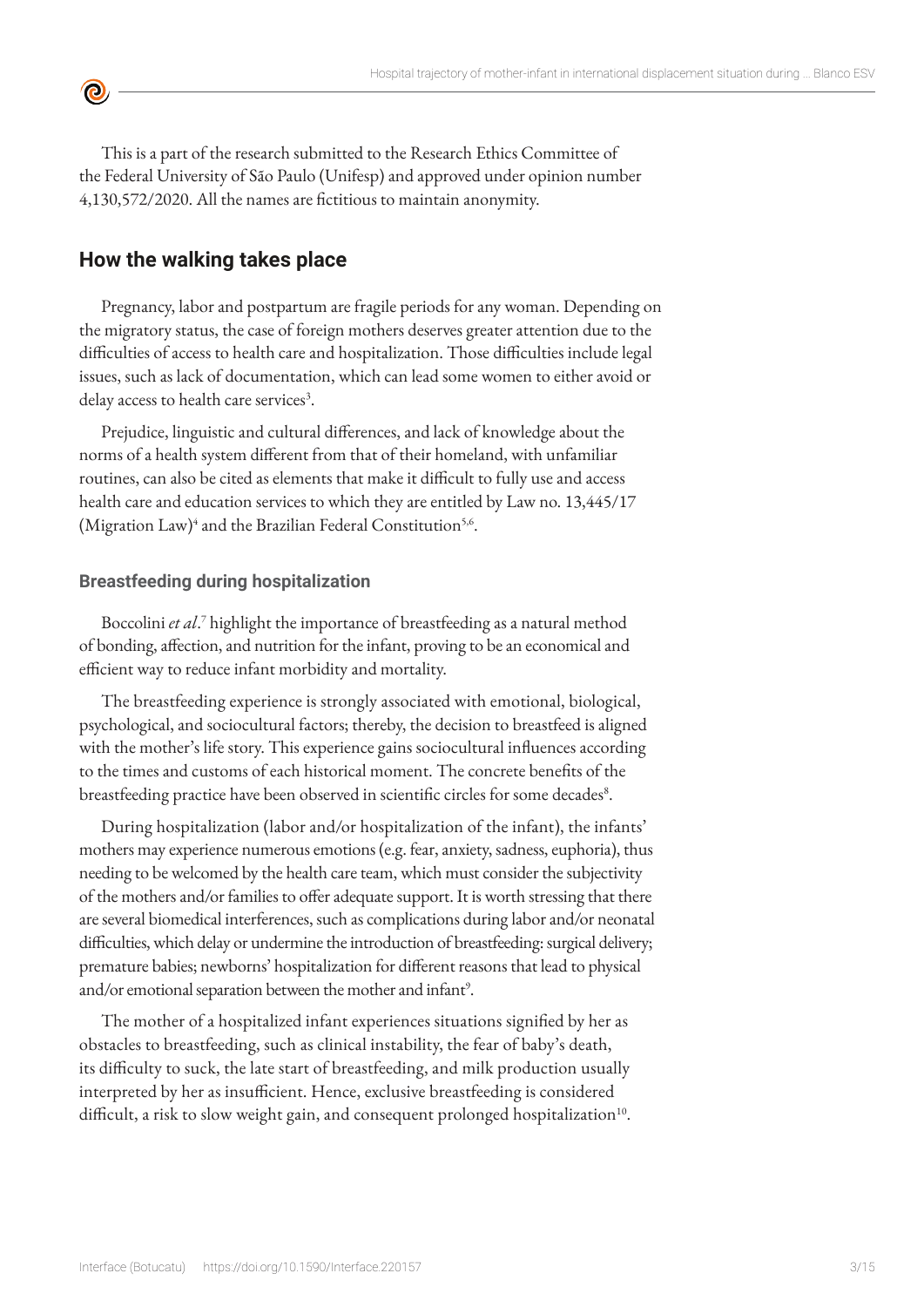This is a part of the research submitted to the Research Ethics Committee of the Federal University of São Paulo (Unifesp) and approved under opinion number 4,130,572/2020. All the names are fictitious to maintain anonymity.

## How the walking takes place

Pregnancy, labor and postpartum are fragile periods for any woman. Depending on the migratory status, the case of foreign mothers deserves greater attention due to the difficulties of access to health care and hospitalization. Those difficulties include legal issues, such as lack of documentation, which can lead some women to either avoid or delay access to health care services[3].

Prejudice, linguistic and cultural differences, and lack of knowledge about the norms of a health system different from that of their homeland, with unfamiliar routines, can also be cited as elements that make it difficult to fully use and access health care and education services to which they are entitled by Law no. 13,445/17 (Migration Law)[4] and the Brazilian Federal Constitution[5,6].

### Breastfeeding during hospitalization

Boccolini *et al*.[7] highlight the importance of breastfeeding as a natural method of bonding, affection, and nutrition for the infant, proving to be an economical and efficient way to reduce infant morbidity and mortality.

The breastfeeding experience is strongly associated with emotional, biological, psychological, and sociocultural factors; thereby, the decision to breastfeed is aligned with the mother's life story. This experience gains sociocultural influences according to the times and customs of each historical moment. The concrete benefits of the breastfeeding practice have been observed in scientific circles for some decades[8].

During hospitalization (labor and/or hospitalization of the infant), the infants' mothers may experience numerous emotions (e.g. fear, anxiety, sadness, euphoria), thus needing to be welcomed by the health care team, which must consider the subjectivity of the mothers and/or families to offer adequate support. It is worth stressing that there are several biomedical interferences, such as complications during labor and/or neonatal difficulties, which delay or undermine the introduction of breastfeeding: surgical delivery; premature babies; newborns' hospitalization for different reasons that lead to physical and/or emotional separation between the mother and infant[9].

The mother of a hospitalized infant experiences situations signified by her as obstacles to breastfeeding, such as clinical instability, the fear of baby's death, its difficulty to suck, the late start of breastfeeding, and milk production usually interpreted by her as insufficient. Hence, exclusive breastfeeding is considered difficult, a risk to slow weight gain, and consequent prolonged hospitalization[10].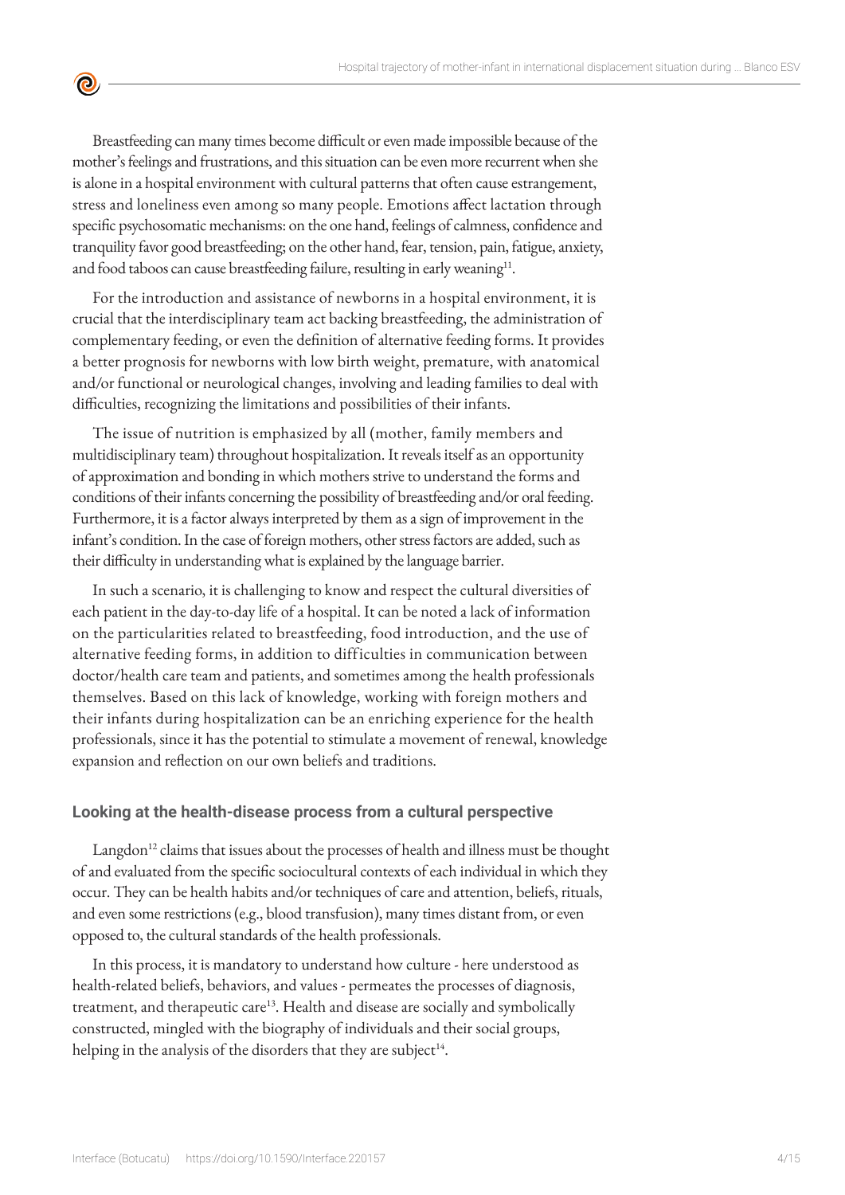Breastfeeding can many times become difficult or even made impossible because of the mother's feelings and frustrations, and this situation can be even more recurrent when she is alone in a hospital environment with cultural patterns that often cause estrangement, stress and loneliness even among so many people. Emotions affect lactation through specific psychosomatic mechanisms: on the one hand, feelings of calmness, confidence and tranquility favor good breastfeeding; on the other hand, fear, tension, pain, fatigue, anxiety, and food taboos can cause breastfeeding failure, resulting in early weaning[11].

For the introduction and assistance of newborns in a hospital environment, it is crucial that the interdisciplinary team act backing breastfeeding, the administration of complementary feeding, or even the definition of alternative feeding forms. It provides a better prognosis for newborns with low birth weight, premature, with anatomical and/or functional or neurological changes, involving and leading families to deal with difficulties, recognizing the limitations and possibilities of their infants.

The issue of nutrition is emphasized by all (mother, family members and multidisciplinary team) throughout hospitalization. It reveals itself as an opportunity of approximation and bonding in which mothers strive to understand the forms and conditions of their infants concerning the possibility of breastfeeding and/or oral feeding. Furthermore, it is a factor always interpreted by them as a sign of improvement in the infant's condition. In the case of foreign mothers, other stress factors are added, such as their difficulty in understanding what is explained by the language barrier.

In such a scenario, it is challenging to know and respect the cultural diversities of each patient in the day-to-day life of a hospital. It can be noted a lack of information on the particularities related to breastfeeding, food introduction, and the use of alternative feeding forms, in addition to difficulties in communication between doctor/health care team and patients, and sometimes among the health professionals themselves. Based on this lack of knowledge, working with foreign mothers and their infants during hospitalization can be an enriching experience for the health professionals, since it has the potential to stimulate a movement of renewal, knowledge expansion and reflection on our own beliefs and traditions.

## Looking at the health-disease process from a cultural perspective

Langdon[12] claims that issues about the processes of health and illness must be thought of and evaluated from the specific sociocultural contexts of each individual in which they occur. They can be health habits and/or techniques of care and attention, beliefs, rituals, and even some restrictions (e.g., blood transfusion), many times distant from, or even opposed to, the cultural standards of the health professionals.

In this process, it is mandatory to understand how culture - here understood as health-related beliefs, behaviors, and values - permeates the processes of diagnosis, treatment, and therapeutic care[13]. Health and disease are socially and symbolically constructed, mingled with the biography of individuals and their social groups, helping in the analysis of the disorders that they are subject[14].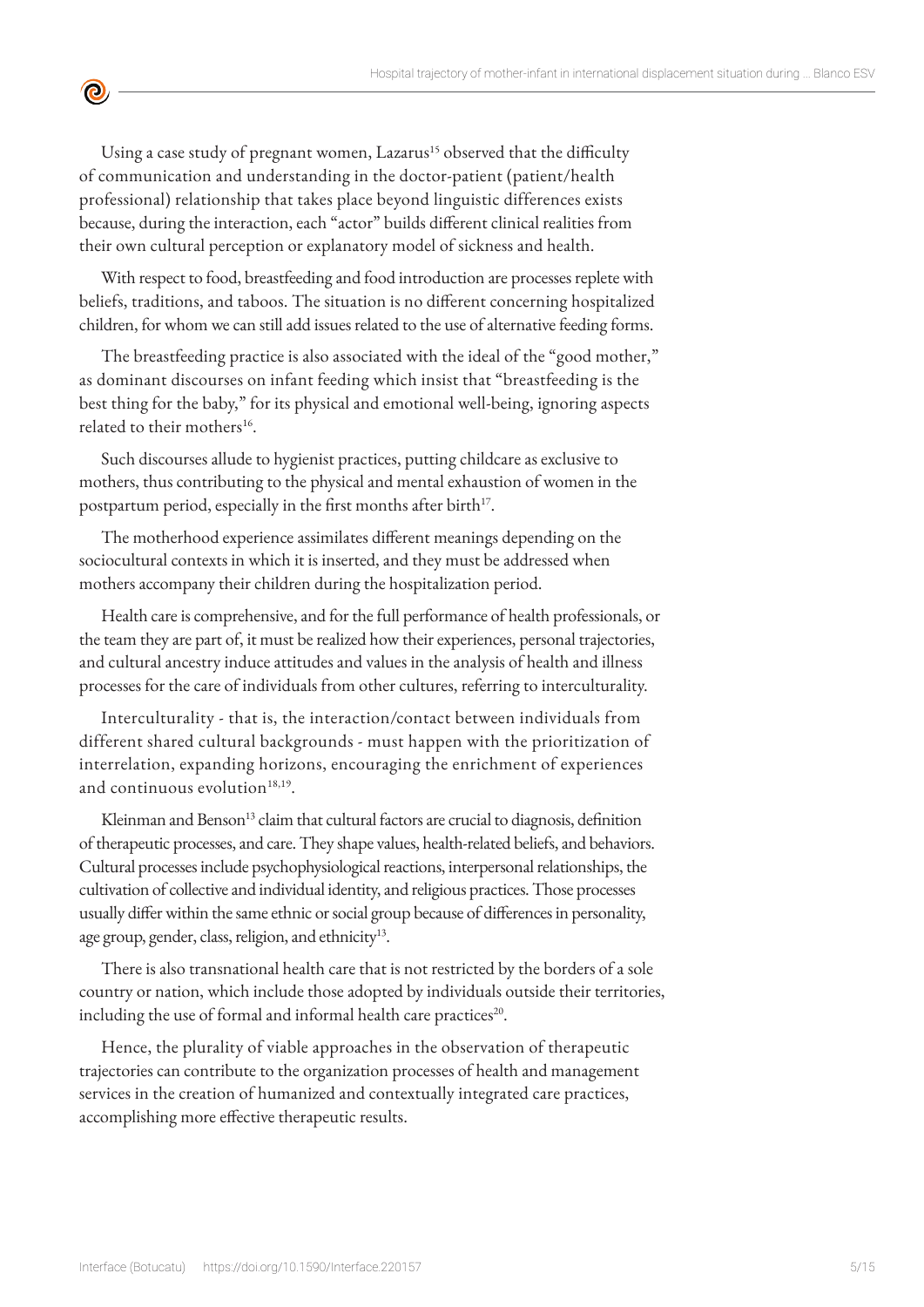Using a case study of pregnant women, Lazarus[15] observed that the difficulty of communication and understanding in the doctor-patient (patient/health professional) relationship that takes place beyond linguistic differences exists because, during the interaction, each "actor" builds different clinical realities from their own cultural perception or explanatory model of sickness and health.

With respect to food, breastfeeding and food introduction are processes replete with beliefs, traditions, and taboos. The situation is no different concerning hospitalized children, for whom we can still add issues related to the use of alternative feeding forms.

The breastfeeding practice is also associated with the ideal of the "good mother," as dominant discourses on infant feeding which insist that "breastfeeding is the best thing for the baby," for its physical and emotional well-being, ignoring aspects related to their mothers[16].

Such discourses allude to hygienist practices, putting childcare as exclusive to mothers, thus contributing to the physical and mental exhaustion of women in the postpartum period, especially in the first months after birth[17].

The motherhood experience assimilates different meanings depending on the sociocultural contexts in which it is inserted, and they must be addressed when mothers accompany their children during the hospitalization period.

Health care is comprehensive, and for the full performance of health professionals, or the team they are part of, it must be realized how their experiences, personal trajectories, and cultural ancestry induce attitudes and values in the analysis of health and illness processes for the care of individuals from other cultures, referring to interculturality.

Interculturality - that is, the interaction/contact between individuals from different shared cultural backgrounds - must happen with the prioritization of interrelation, expanding horizons, encouraging the enrichment of experiences and continuous evolution[18,19].

Kleinman and Benson[13] claim that cultural factors are crucial to diagnosis, definition of therapeutic processes, and care. They shape values, health-related beliefs, and behaviors. Cultural processes include psychophysiological reactions, interpersonal relationships, the cultivation of collective and individual identity, and religious practices. Those processes usually differ within the same ethnic or social group because of differences in personality, age group, gender, class, religion, and ethnicity[13].

There is also transnational health care that is not restricted by the borders of a sole country or nation, which include those adopted by individuals outside their territories, including the use of formal and informal health care practices[20].

Hence, the plurality of viable approaches in the observation of therapeutic trajectories can contribute to the organization processes of health and management services in the creation of humanized and contextually integrated care practices, accomplishing more effective therapeutic results.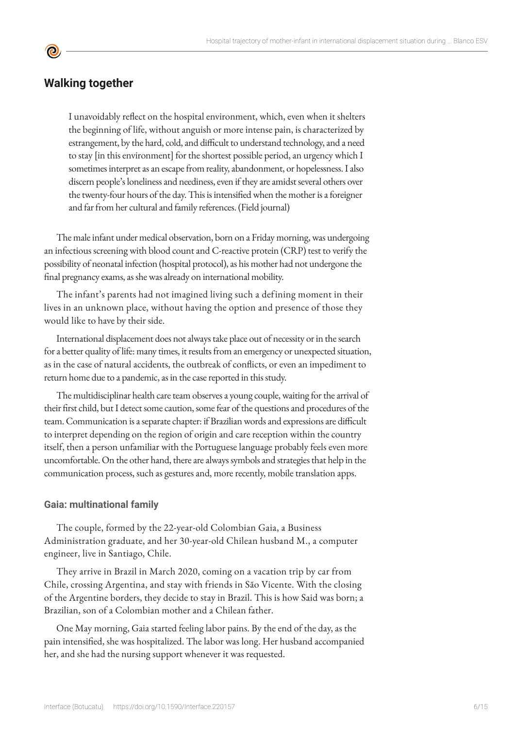## Walking together

> I unavoidably reflect on the hospital environment, which, even when it shelters the beginning of life, without anguish or more intense pain, is characterized by estrangement, by the hard, cold, and difficult to understand technology, and a need to stay [in this environment] for the shortest possible period, an urgency which I sometimes interpret as an escape from reality, abandonment, or hopelessness. I also discern people's loneliness and neediness, even if they are amidst several others over the twenty-four hours of the day. This is intensified when the mother is a foreigner and far from her cultural and family references. (Field journal)

The male infant under medical observation, born on a Friday morning, was undergoing an infectious screening with blood count and C-reactive protein (CRP) test to verify the possibility of neonatal infection (hospital protocol), as his mother had not undergone the final pregnancy exams, as she was already on international mobility.

The infant's parents had not imagined living such a defining moment in their lives in an unknown place, without having the option and presence of those they would like to have by their side.

International displacement does not always take place out of necessity or in the search for a better quality of life: many times, it results from an emergency or unexpected situation, as in the case of natural accidents, the outbreak of conflicts, or even an impediment to return home due to a pandemic, as in the case reported in this study.

The multidisciplinar health care team observes a young couple, waiting for the arrival of their first child, but I detect some caution, some fear of the questions and procedures of the team. Communication is a separate chapter: if Brazilian words and expressions are difficult to interpret depending on the region of origin and care reception within the country itself, then a person unfamiliar with the Portuguese language probably feels even more uncomfortable. On the other hand, there are always symbols and strategies that help in the communication process, such as gestures and, more recently, mobile translation apps.

### Gaia: multinational family

The couple, formed by the 22-year-old Colombian Gaia, a Business Administration graduate, and her 30-year-old Chilean husband M., a computer engineer, live in Santiago, Chile.

They arrive in Brazil in March 2020, coming on a vacation trip by car from Chile, crossing Argentina, and stay with friends in São Vicente. With the closing of the Argentine borders, they decide to stay in Brazil. This is how Said was born; a Brazilian, son of a Colombian mother and a Chilean father.

One May morning, Gaia started feeling labor pains. By the end of the day, as the pain intensified, she was hospitalized. The labor was long. Her husband accompanied her, and she had the nursing support whenever it was requested.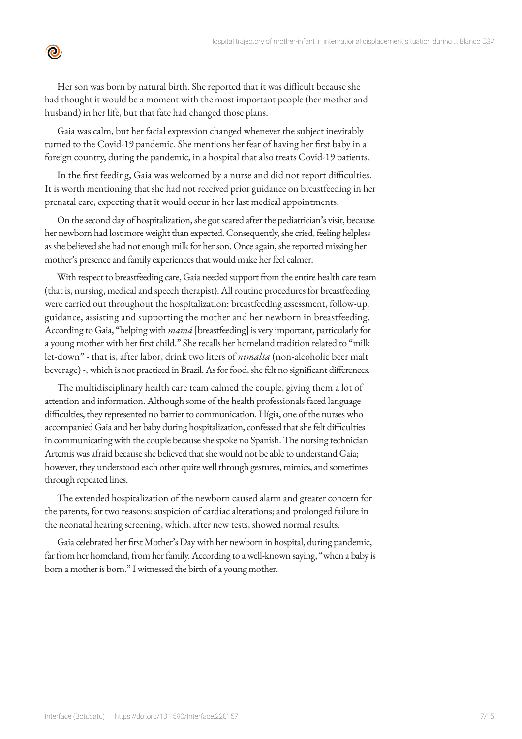Her son was born by natural birth. She reported that it was difficult because she had thought it would be a moment with the most important people (her mother and husband) in her life, but that fate had changed those plans.

Gaia was calm, but her facial expression changed whenever the subject inevitably turned to the Covid-19 pandemic. She mentions her fear of having her first baby in a foreign country, during the pandemic, in a hospital that also treats Covid-19 patients.

In the first feeding, Gaia was welcomed by a nurse and did not report difficulties. It is worth mentioning that she had not received prior guidance on breastfeeding in her prenatal care, expecting that it would occur in her last medical appointments.

On the second day of hospitalization, she got scared after the pediatrician's visit, because her newborn had lost more weight than expected. Consequently, she cried, feeling helpless as she believed she had not enough milk for her son. Once again, she reported missing her mother's presence and family experiences that would make her feel calmer.

With respect to breastfeeding care, Gaia needed support from the entire health care team (that is, nursing, medical and speech therapist). All routine procedures for breastfeeding were carried out throughout the hospitalization: breastfeeding assessment, follow-up, guidance, assisting and supporting the mother and her newborn in breastfeeding. According to Gaia, "helping with *mamá* [breastfeeding] is very important, particularly for a young mother with her first child." She recalls her homeland tradition related to "milk let-down" - that is, after labor, drink two liters of *nimalta* (non-alcoholic beer malt beverage) -, which is not practiced in Brazil. As for food, she felt no significant differences.

The multidisciplinary health care team calmed the couple, giving them a lot of attention and information. Although some of the health professionals faced language difficulties, they represented no barrier to communication. Hígia, one of the nurses who accompanied Gaia and her baby during hospitalization, confessed that she felt difficulties in communicating with the couple because she spoke no Spanish. The nursing technician Artemis was afraid because she believed that she would not be able to understand Gaia; however, they understood each other quite well through gestures, mimics, and sometimes through repeated lines.

The extended hospitalization of the newborn caused alarm and greater concern for the parents, for two reasons: suspicion of cardiac alterations; and prolonged failure in the neonatal hearing screening, which, after new tests, showed normal results.

Gaia celebrated her first Mother's Day with her newborn in hospital, during pandemic, far from her homeland, from her family. According to a well-known saying, "when a baby is born a mother is born." I witnessed the birth of a young mother.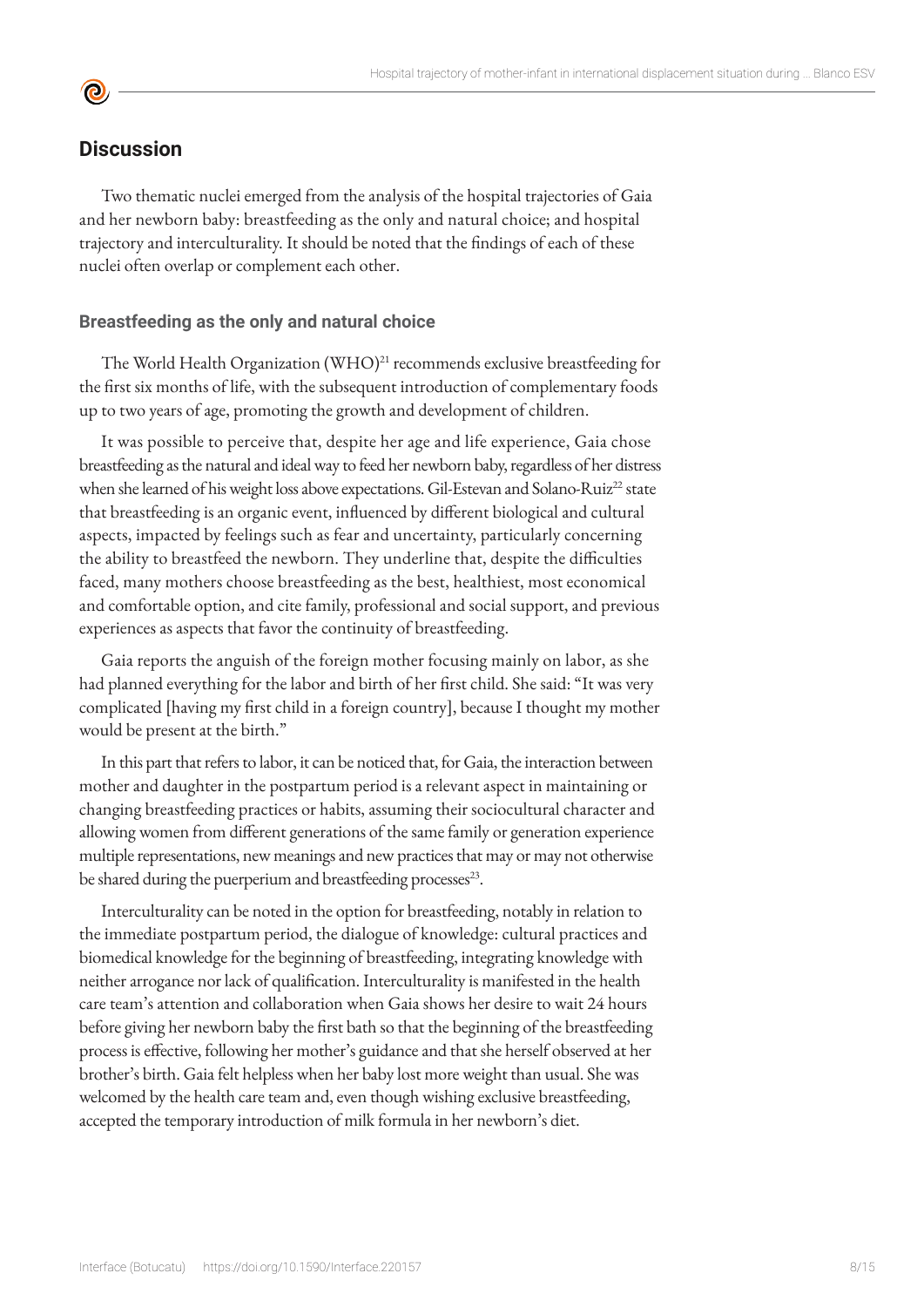## Discussion

Two thematic nuclei emerged from the analysis of the hospital trajectories of Gaia and her newborn baby: breastfeeding as the only and natural choice; and hospital trajectory and interculturality. It should be noted that the findings of each of these nuclei often overlap or complement each other.

### Breastfeeding as the only and natural choice

The World Health Organization (WHO)[21] recommends exclusive breastfeeding for the first six months of life, with the subsequent introduction of complementary foods up to two years of age, promoting the growth and development of children.

It was possible to perceive that, despite her age and life experience, Gaia chose breastfeeding as the natural and ideal way to feed her newborn baby, regardless of her distress when she learned of his weight loss above expectations. Gil-Estevan and Solano-Ruiz[22] state that breastfeeding is an organic event, influenced by different biological and cultural aspects, impacted by feelings such as fear and uncertainty, particularly concerning the ability to breastfeed the newborn. They underline that, despite the difficulties faced, many mothers choose breastfeeding as the best, healthiest, most economical and comfortable option, and cite family, professional and social support, and previous experiences as aspects that favor the continuity of breastfeeding.

Gaia reports the anguish of the foreign mother focusing mainly on labor, as she had planned everything for the labor and birth of her first child. She said: "It was very complicated [having my first child in a foreign country], because I thought my mother would be present at the birth."

In this part that refers to labor, it can be noticed that, for Gaia, the interaction between mother and daughter in the postpartum period is a relevant aspect in maintaining or changing breastfeeding practices or habits, assuming their sociocultural character and allowing women from different generations of the same family or generation experience multiple representations, new meanings and new practices that may or may not otherwise be shared during the puerperium and breastfeeding processes[23].

Interculturality can be noted in the option for breastfeeding, notably in relation to the immediate postpartum period, the dialogue of knowledge: cultural practices and biomedical knowledge for the beginning of breastfeeding, integrating knowledge with neither arrogance nor lack of qualification. Interculturality is manifested in the health care team's attention and collaboration when Gaia shows her desire to wait 24 hours before giving her newborn baby the first bath so that the beginning of the breastfeeding process is effective, following her mother's guidance and that she herself observed at her brother's birth. Gaia felt helpless when her baby lost more weight than usual. She was welcomed by the health care team and, even though wishing exclusive breastfeeding, accepted the temporary introduction of milk formula in her newborn's diet.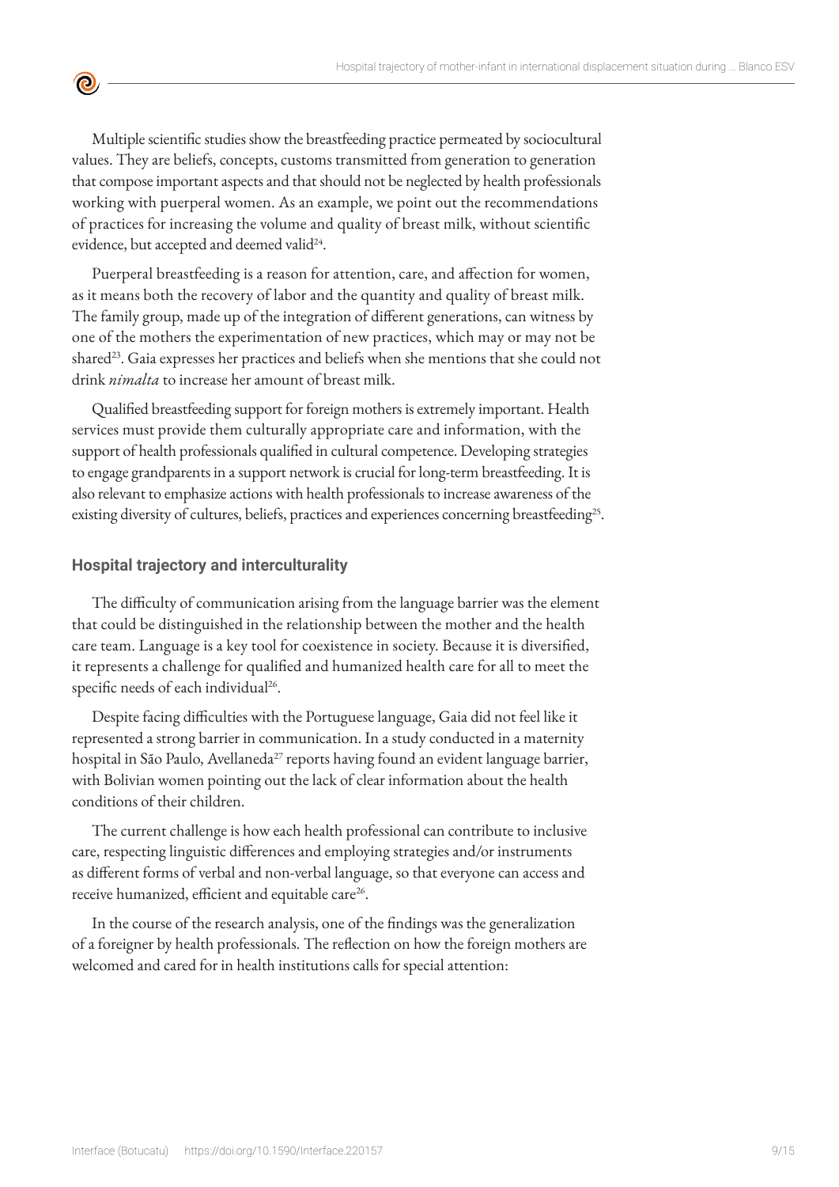Multiple scientific studies show the breastfeeding practice permeated by sociocultural values. They are beliefs, concepts, customs transmitted from generation to generation that compose important aspects and that should not be neglected by health professionals working with puerperal women. As an example, we point out the recommendations of practices for increasing the volume and quality of breast milk, without scientific evidence, but accepted and deemed valid[24].

Puerperal breastfeeding is a reason for attention, care, and affection for women, as it means both the recovery of labor and the quantity and quality of breast milk. The family group, made up of the integration of different generations, can witness by one of the mothers the experimentation of new practices, which may or may not be shared[23]. Gaia expresses her practices and beliefs when she mentions that she could not drink *nimalta* to increase her amount of breast milk.

Qualified breastfeeding support for foreign mothers is extremely important. Health services must provide them culturally appropriate care and information, with the support of health professionals qualified in cultural competence. Developing strategies to engage grandparents in a support network is crucial for long-term breastfeeding. It is also relevant to emphasize actions with health professionals to increase awareness of the existing diversity of cultures, beliefs, practices and experiences concerning breastfeeding[25].

### Hospital trajectory and interculturality

The difficulty of communication arising from the language barrier was the element that could be distinguished in the relationship between the mother and the health care team. Language is a key tool for coexistence in society. Because it is diversified, it represents a challenge for qualified and humanized health care for all to meet the specific needs of each individual[26].

Despite facing difficulties with the Portuguese language, Gaia did not feel like it represented a strong barrier in communication. In a study conducted in a maternity hospital in São Paulo, Avellaneda[27] reports having found an evident language barrier, with Bolivian women pointing out the lack of clear information about the health conditions of their children.

The current challenge is how each health professional can contribute to inclusive care, respecting linguistic differences and employing strategies and/or instruments as different forms of verbal and non-verbal language, so that everyone can access and receive humanized, efficient and equitable care[26].

In the course of the research analysis, one of the findings was the generalization of a foreigner by health professionals. The reflection on how the foreign mothers are welcomed and cared for in health institutions calls for special attention: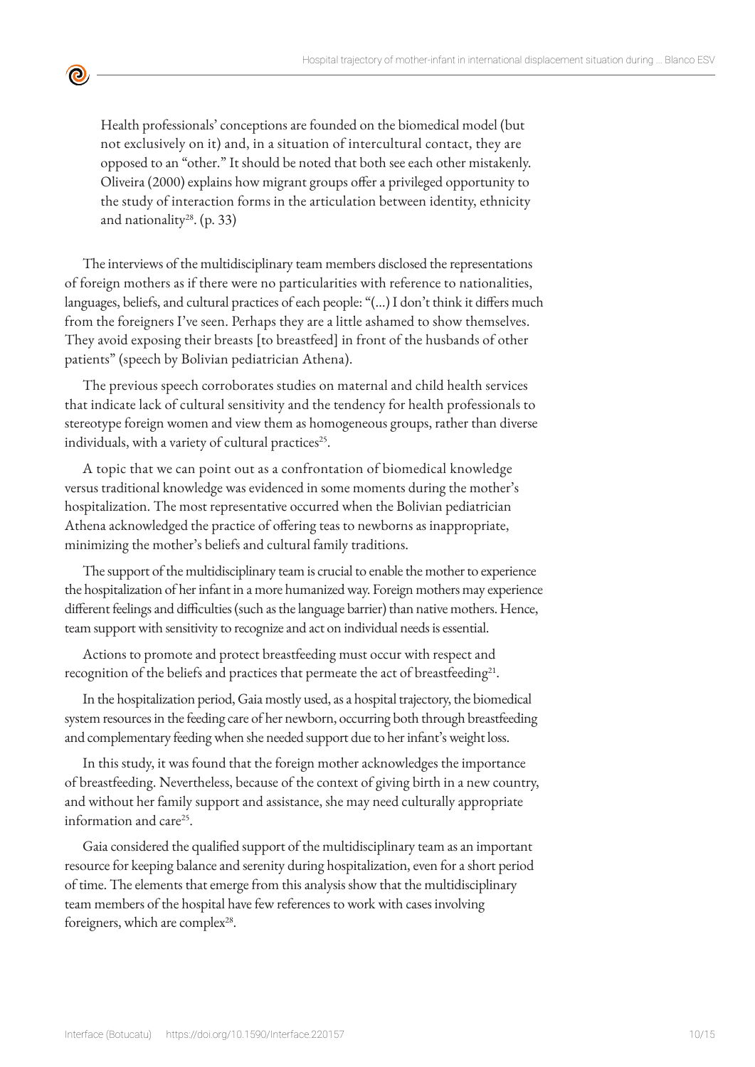> Health professionals' conceptions are founded on the biomedical model (but not exclusively on it) and, in a situation of intercultural contact, they are opposed to an "other." It should be noted that both see each other mistakenly. Oliveira (2000) explains how migrant groups offer a privileged opportunity to the study of interaction forms in the articulation between identity, ethnicity and nationality[28]. (p. 33)

The interviews of the multidisciplinary team members disclosed the representations of foreign mothers as if there were no particularities with reference to nationalities, languages, beliefs, and cultural practices of each people: "(...) I don't think it differs much from the foreigners I've seen. Perhaps they are a little ashamed to show themselves. They avoid exposing their breasts [to breastfeed] in front of the husbands of other patients" (speech by Bolivian pediatrician Athena).

The previous speech corroborates studies on maternal and child health services that indicate lack of cultural sensitivity and the tendency for health professionals to stereotype foreign women and view them as homogeneous groups, rather than diverse individuals, with a variety of cultural practices[25].

A topic that we can point out as a confrontation of biomedical knowledge versus traditional knowledge was evidenced in some moments during the mother's hospitalization. The most representative occurred when the Bolivian pediatrician Athena acknowledged the practice of offering teas to newborns as inappropriate, minimizing the mother's beliefs and cultural family traditions.

The support of the multidisciplinary team is crucial to enable the mother to experience the hospitalization of her infant in a more humanized way. Foreign mothers may experience different feelings and difficulties (such as the language barrier) than native mothers. Hence, team support with sensitivity to recognize and act on individual needs is essential.

Actions to promote and protect breastfeeding must occur with respect and recognition of the beliefs and practices that permeate the act of breastfeeding[21].

In the hospitalization period, Gaia mostly used, as a hospital trajectory, the biomedical system resources in the feeding care of her newborn, occurring both through breastfeeding and complementary feeding when she needed support due to her infant's weight loss.

In this study, it was found that the foreign mother acknowledges the importance of breastfeeding. Nevertheless, because of the context of giving birth in a new country, and without her family support and assistance, she may need culturally appropriate information and care[25].

Gaia considered the qualified support of the multidisciplinary team as an important resource for keeping balance and serenity during hospitalization, even for a short period of time. The elements that emerge from this analysis show that the multidisciplinary team members of the hospital have few references to work with cases involving foreigners, which are complex[28].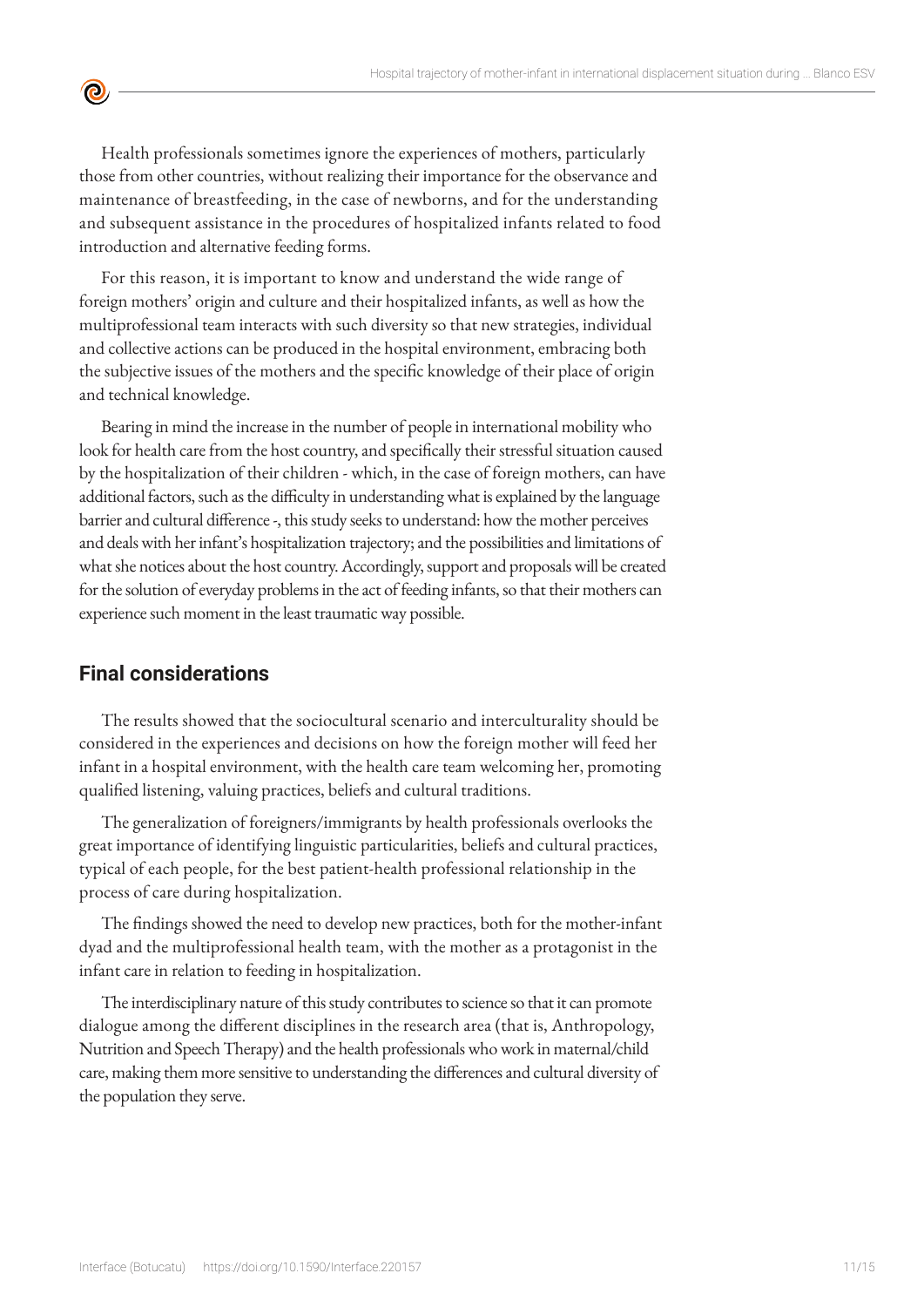Health professionals sometimes ignore the experiences of mothers, particularly those from other countries, without realizing their importance for the observance and maintenance of breastfeeding, in the case of newborns, and for the understanding and subsequent assistance in the procedures of hospitalized infants related to food introduction and alternative feeding forms.

For this reason, it is important to know and understand the wide range of foreign mothers' origin and culture and their hospitalized infants, as well as how the multiprofessional team interacts with such diversity so that new strategies, individual and collective actions can be produced in the hospital environment, embracing both the subjective issues of the mothers and the specific knowledge of their place of origin and technical knowledge.

Bearing in mind the increase in the number of people in international mobility who look for health care from the host country, and specifically their stressful situation caused by the hospitalization of their children - which, in the case of foreign mothers, can have additional factors, such as the difficulty in understanding what is explained by the language barrier and cultural difference -, this study seeks to understand: how the mother perceives and deals with her infant's hospitalization trajectory; and the possibilities and limitations of what she notices about the host country. Accordingly, support and proposals will be created for the solution of everyday problems in the act of feeding infants, so that their mothers can experience such moment in the least traumatic way possible.

## Final considerations

The results showed that the sociocultural scenario and interculturality should be considered in the experiences and decisions on how the foreign mother will feed her infant in a hospital environment, with the health care team welcoming her, promoting qualified listening, valuing practices, beliefs and cultural traditions.

The generalization of foreigners/immigrants by health professionals overlooks the great importance of identifying linguistic particularities, beliefs and cultural practices, typical of each people, for the best patient-health professional relationship in the process of care during hospitalization.

The findings showed the need to develop new practices, both for the mother-infant dyad and the multiprofessional health team, with the mother as a protagonist in the infant care in relation to feeding in hospitalization.

The interdisciplinary nature of this study contributes to science so that it can promote dialogue among the different disciplines in the research area (that is, Anthropology, Nutrition and Speech Therapy) and the health professionals who work in maternal/child care, making them more sensitive to understanding the differences and cultural diversity of the population they serve.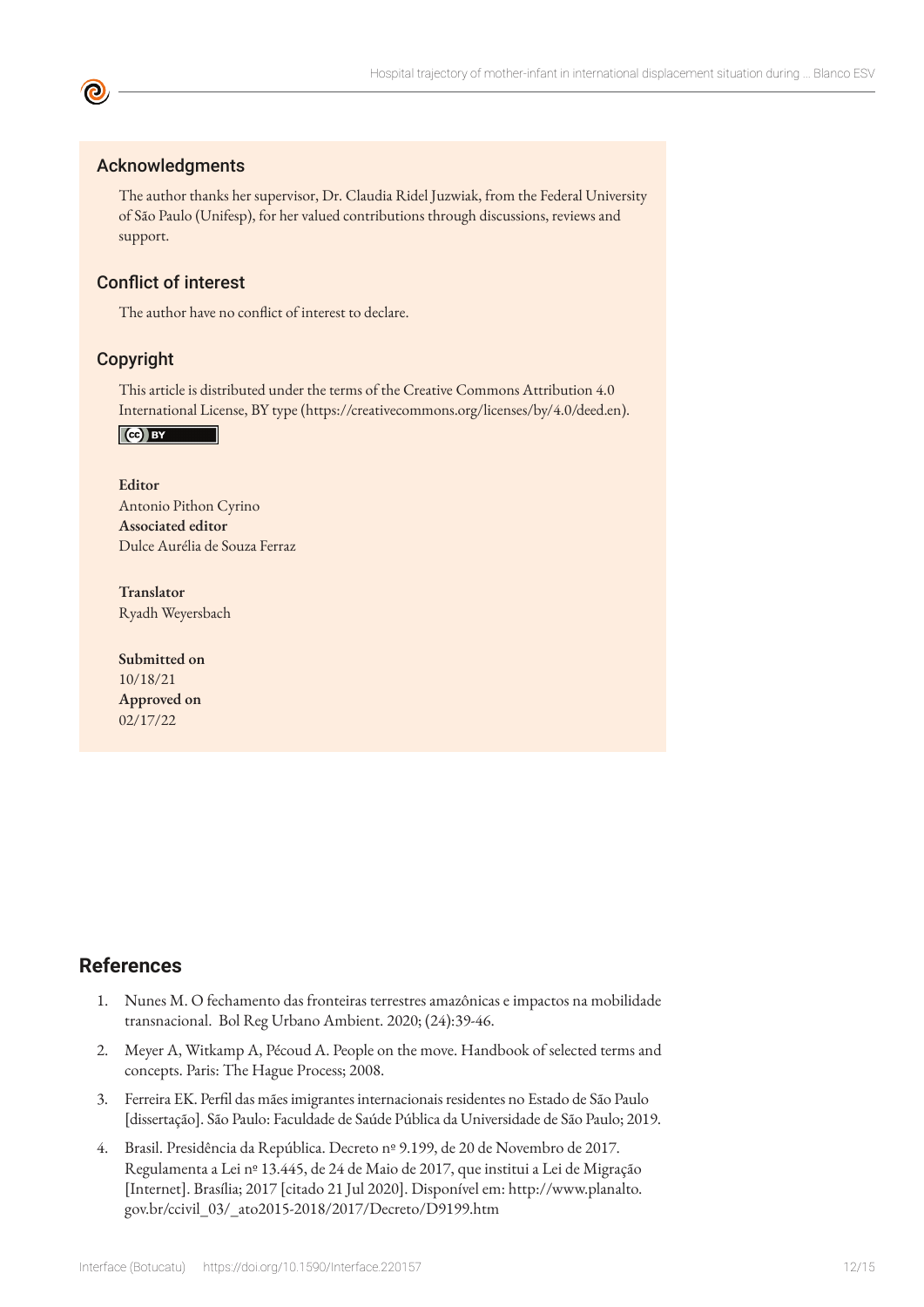## Acknowledgments

The author thanks her supervisor, Dr. Claudia Ridel Juzwiak, from the Federal University of São Paulo (Unifesp), for her valued contributions through discussions, reviews and support.

## Conflict of interest

The author have no conflict of interest to declare.

## Copyright

This article is distributed under the terms of the Creative Commons Attribution 4.0 International License, BY type (https://creativecommons.org/licenses/by/4.0/deed.en).

**Editor**
Antonio Pithon Cyrino
**Associated editor**
Dulce Aurélia de Souza Ferraz

**Translator**
Ryadh Weyersbach

**Submitted on**
10/18/21
**Approved on**
02/17/22

## References

1. Nunes M. O fechamento das fronteiras terrestres amazônicas e impactos na mobilidade transnacional. Bol Reg Urbano Ambient. 2020; (24):39-46.
2. Meyer A, Witkamp A, Pécoud A. People on the move. Handbook of selected terms and concepts. Paris: The Hague Process; 2008.
3. Ferreira EK. Perfil das mães imigrantes internacionais residentes no Estado de São Paulo [dissertação]. São Paulo: Faculdade de Saúde Pública da Universidade de São Paulo; 2019.
4. Brasil. Presidência da República. Decreto nº 9.199, de 20 de Novembro de 2017. Regulamenta a Lei nº 13.445, de 24 de Maio de 2017, que institui a Lei de Migração [Internet]. Brasília; 2017 [citado 21 Jul 2020]. Disponível em: http://www.planalto.gov.br/ccivil_03/_ato2015-2018/2017/Decreto/D9199.htm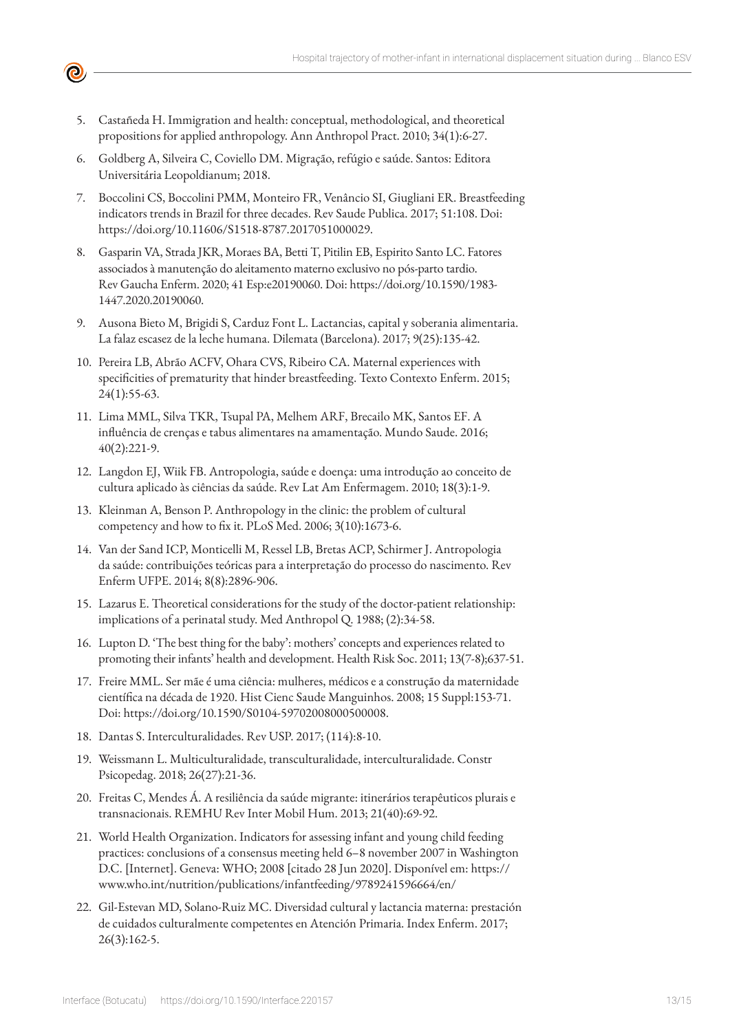5. Castañeda H. Immigration and health: conceptual, methodological, and theoretical propositions for applied anthropology. Ann Anthropol Pract. 2010; 34(1):6-27.

6. Goldberg A, Silveira C, Coviello DM. Migração, refúgio e saúde. Santos: Editora Universitária Leopoldianum; 2018.

7. Boccolini CS, Boccolini PMM, Monteiro FR, Venâncio SI, Giugliani ER. Breastfeeding indicators trends in Brazil for three decades. Rev Saude Publica. 2017; 51:108. Doi: https://doi.org/10.11606/S1518-8787.2017051000029.

8. Gasparin VA, Strada JKR, Moraes BA, Betti T, Pitilin EB, Espirito Santo LC. Fatores associados à manutenção do aleitamento materno exclusivo no pós-parto tardio. Rev Gaucha Enferm. 2020; 41 Esp:e20190060. Doi: https://doi.org/10.1590/1983-1447.2020.20190060.

9. Ausona Bieto M, Brigidi S, Carduz Font L. Lactancias, capital y soberania alimentaria. La falaz escasez de la leche humana. Dilemata (Barcelona). 2017; 9(25):135-42.

10. Pereira LB, Abrão ACFV, Ohara CVS, Ribeiro CA. Maternal experiences with specificities of prematurity that hinder breastfeeding. Texto Contexto Enferm. 2015; 24(1):55-63.

11. Lima MML, Silva TKR, Tsupal PA, Melhem ARF, Brecailo MK, Santos EF. A influência de crenças e tabus alimentares na amamentação. Mundo Saude. 2016; 40(2):221-9.

12. Langdon EJ, Wiik FB. Antropologia, saúde e doença: uma introdução ao conceito de cultura aplicado às ciências da saúde. Rev Lat Am Enfermagem. 2010; 18(3):1-9.

13. Kleinman A, Benson P. Anthropology in the clinic: the problem of cultural competency and how to fix it. PLoS Med. 2006; 3(10):1673-6.

14. Van der Sand ICP, Monticelli M, Ressel LB, Bretas ACP, Schirmer J. Antropologia da saúde: contribuições teóricas para a interpretação do processo do nascimento. Rev Enferm UFPE. 2014; 8(8):2896-906.

15. Lazarus E. Theoretical considerations for the study of the doctor-patient relationship: implications of a perinatal study. Med Anthropol Q. 1988; (2):34-58.

16. Lupton D. 'The best thing for the baby': mothers' concepts and experiences related to promoting their infants' health and development. Health Risk Soc. 2011; 13(7-8);637-51.

17. Freire MML. Ser mãe é uma ciência: mulheres, médicos e a construção da maternidade científica na década de 1920. Hist Cienc Saude Manguinhos. 2008; 15 Suppl:153-71. Doi: https://doi.org/10.1590/S0104-59702008000500008.

18. Dantas S. Interculturalidades. Rev USP. 2017; (114):8-10.

19. Weissmann L. Multiculturalidade, transculturalidade, interculturalidade. Constr Psicopedag. 2018; 26(27):21-36.

20. Freitas C, Mendes Á. A resiliência da saúde migrante: itinerários terapêuticos plurais e transnacionais. REMHU Rev Inter Mobil Hum. 2013; 21(40):69-92.

21. World Health Organization. Indicators for assessing infant and young child feeding practices: conclusions of a consensus meeting held 6–8 november 2007 in Washington D.C. [Internet]. Geneva: WHO; 2008 [citado 28 Jun 2020]. Disponível em: https://www.who.int/nutrition/publications/infantfeeding/9789241596664/en/

22. Gil-Estevan MD, Solano-Ruiz MC. Diversidad cultural y lactancia materna: prestación de cuidados culturalmente competentes en Atención Primaria. Index Enferm. 2017; 26(3):162-5.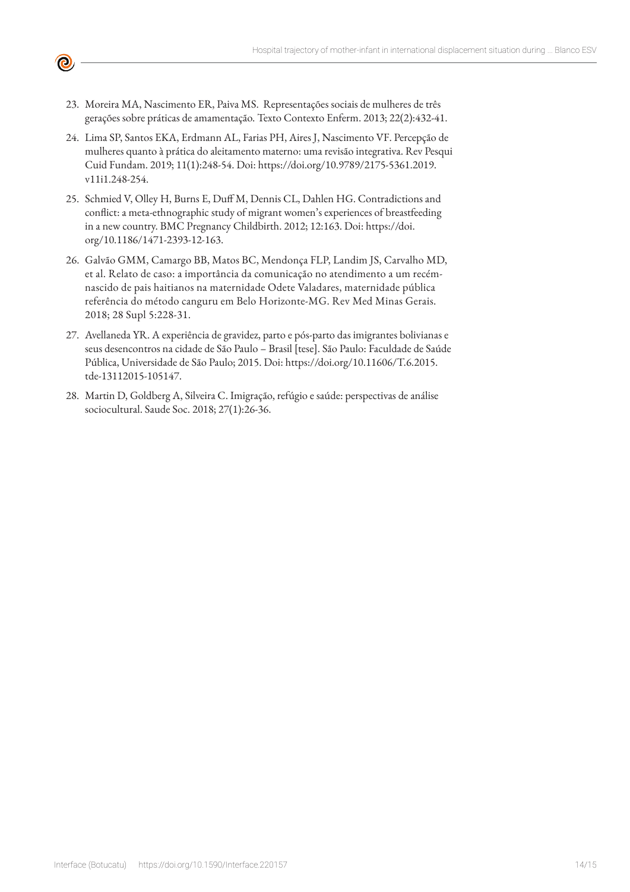23. Moreira MA, Nascimento ER, Paiva MS. Representações sociais de mulheres de três gerações sobre práticas de amamentação. Texto Contexto Enferm. 2013; 22(2):432-41.

24. Lima SP, Santos EKA, Erdmann AL, Farias PH, Aires J, Nascimento VF. Percepção de mulheres quanto à prática do aleitamento materno: uma revisão integrativa. Rev Pesqui Cuid Fundam. 2019; 11(1):248-54. Doi: https://doi.org/10.9789/2175-5361.2019.v11i1.248-254.

25. Schmied V, Olley H, Burns E, Duff M, Dennis CL, Dahlen HG. Contradictions and conflict: a meta-ethnographic study of migrant women's experiences of breastfeeding in a new country. BMC Pregnancy Childbirth. 2012; 12:163. Doi: https://doi.org/10.1186/1471-2393-12-163.

26. Galvão GMM, Camargo BB, Matos BC, Mendonça FLP, Landim JS, Carvalho MD, et al. Relato de caso: a importância da comunicação no atendimento a um recém-nascido de pais haitianos na maternidade Odete Valadares, maternidade pública referência do método canguru em Belo Horizonte-MG. Rev Med Minas Gerais. 2018; 28 Supl 5:228-31.

27. Avellaneda YR. A experiência de gravidez, parto e pós-parto das imigrantes bolivianas e seus desencontros na cidade de São Paulo – Brasil [tese]. São Paulo: Faculdade de Saúde Pública, Universidade de São Paulo; 2015. Doi: https://doi.org/10.11606/T.6.2015.tde-13112015-105147.

28. Martin D, Goldberg A, Silveira C. Imigração, refúgio e saúde: perspectivas de análise sociocultural. Saude Soc. 2018; 27(1):26-36.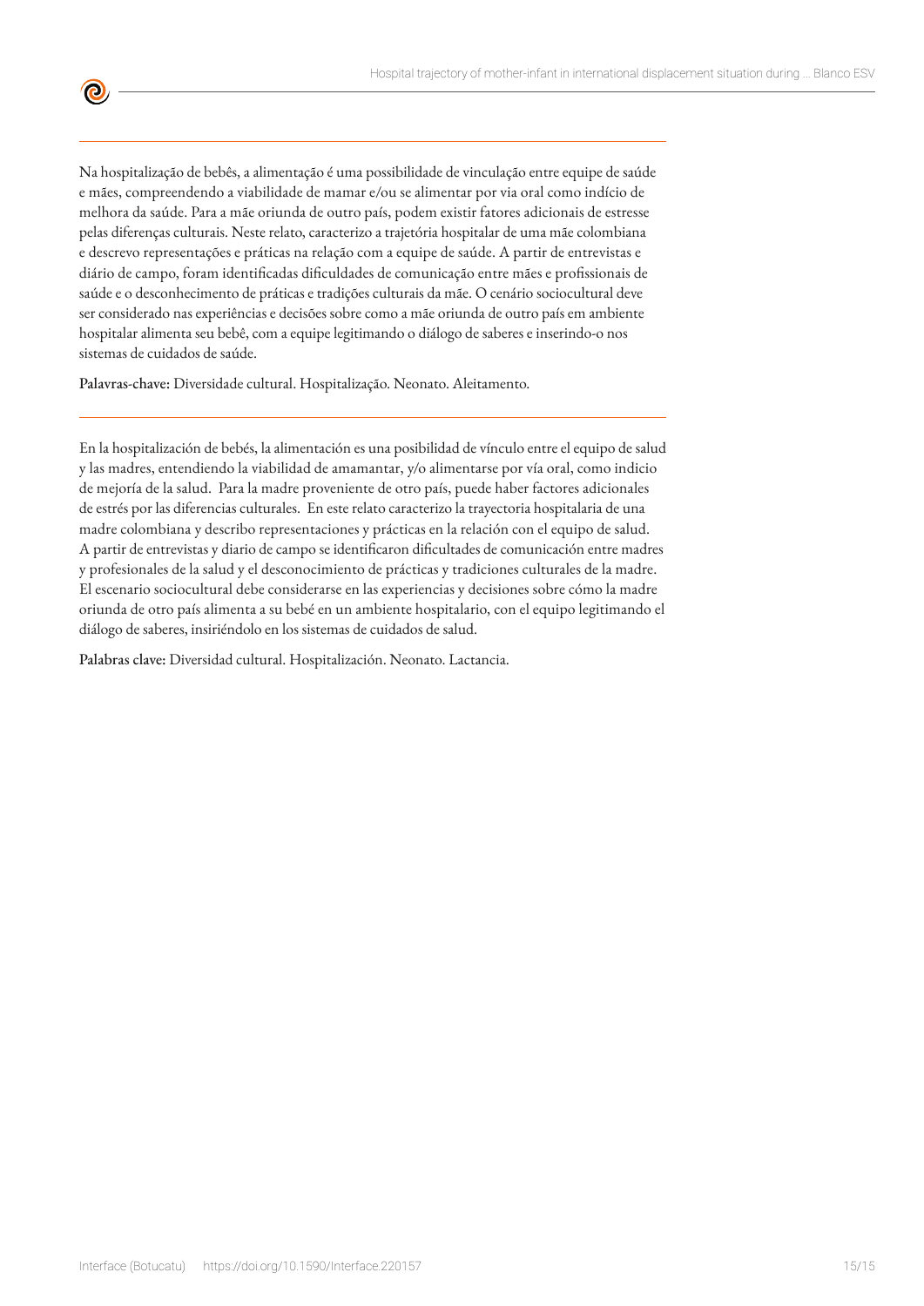Na hospitalização de bebês, a alimentação é uma possibilidade de vinculação entre equipe de saúde e mães, compreendendo a viabilidade de mamar e/ou se alimentar por via oral como indício de melhora da saúde. Para a mãe oriunda de outro país, podem existir fatores adicionais de estresse pelas diferenças culturais. Neste relato, caracterizo a trajetória hospitalar de uma mãe colombiana e descrevo representações e práticas na relação com a equipe de saúde. A partir de entrevistas e diário de campo, foram identificadas dificuldades de comunicação entre mães e profissionais de saúde e o desconhecimento de práticas e tradições culturais da mãe. O cenário sociocultural deve ser considerado nas experiências e decisões sobre como a mãe oriunda de outro país em ambiente hospitalar alimenta seu bebê, com a equipe legitimando o diálogo de saberes e inserindo-o nos sistemas de cuidados de saúde.

**Palavras-chave:** Diversidade cultural. Hospitalização. Neonato. Aleitamento.

---

En la hospitalización de bebés, la alimentación es una posibilidad de vínculo entre el equipo de salud y las madres, entendiendo la viabilidad de amamantar, y/o alimentarse por vía oral, como indicio de mejoría de la salud. Para la madre proveniente de otro país, puede haber factores adicionales de estrés por las diferencias culturales. En este relato caracterizo la trayectoria hospitalaria de una madre colombiana y describo representaciones y prácticas en la relación con el equipo de salud. A partir de entrevistas y diario de campo se identificaron dificultades de comunicación entre madres y profesionales de la salud y el desconocimiento de prácticas y tradiciones culturales de la madre. El escenario sociocultural debe considerarse en las experiencias y decisiones sobre cómo la madre oriunda de otro país alimenta a su bebé en un ambiente hospitalario, con el equipo legitimando el diálogo de saberes, insiriéndolo en los sistemas de cuidados de salud.

**Palabras clave:** Diversidad cultural. Hospitalización. Neonato. Lactancia.